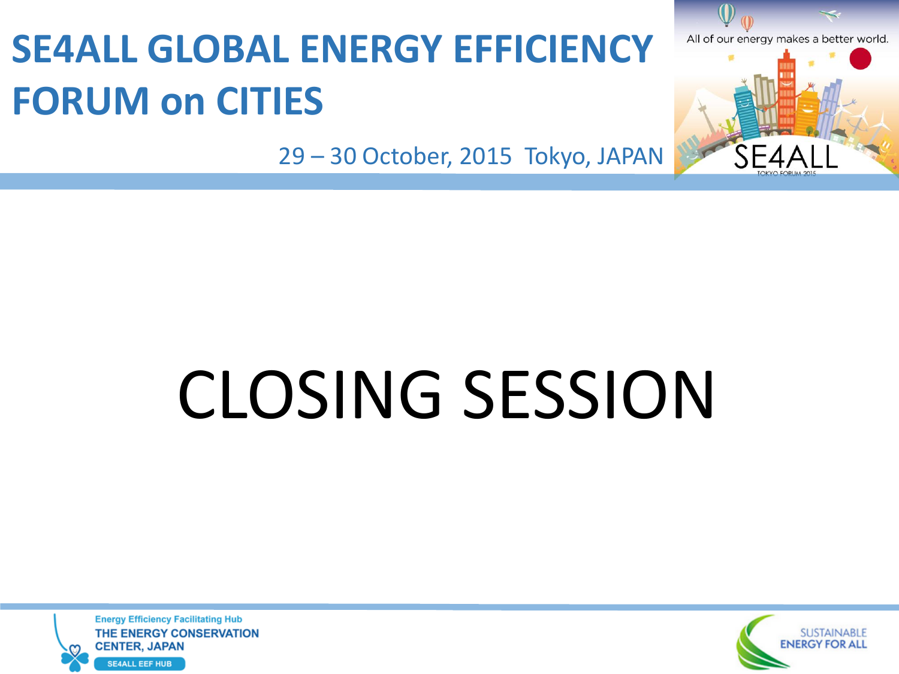# SE4ALL GLOBAL ENERGY EFFICIENCY FORUM on CITIES

29 – 30 October, 2015 Tokyo, JAPAN

All of our energy makes a better world.

SE4ALL

TOKYO FORUM 2015

# CLOSING SESSION

Energy Efficiency Facilitating Hub
THE ENERGY CONSERVATION CENTER, JAPAN
SE4ALL EEF HUB

SUSTAINABLE ENERGY FOR ALL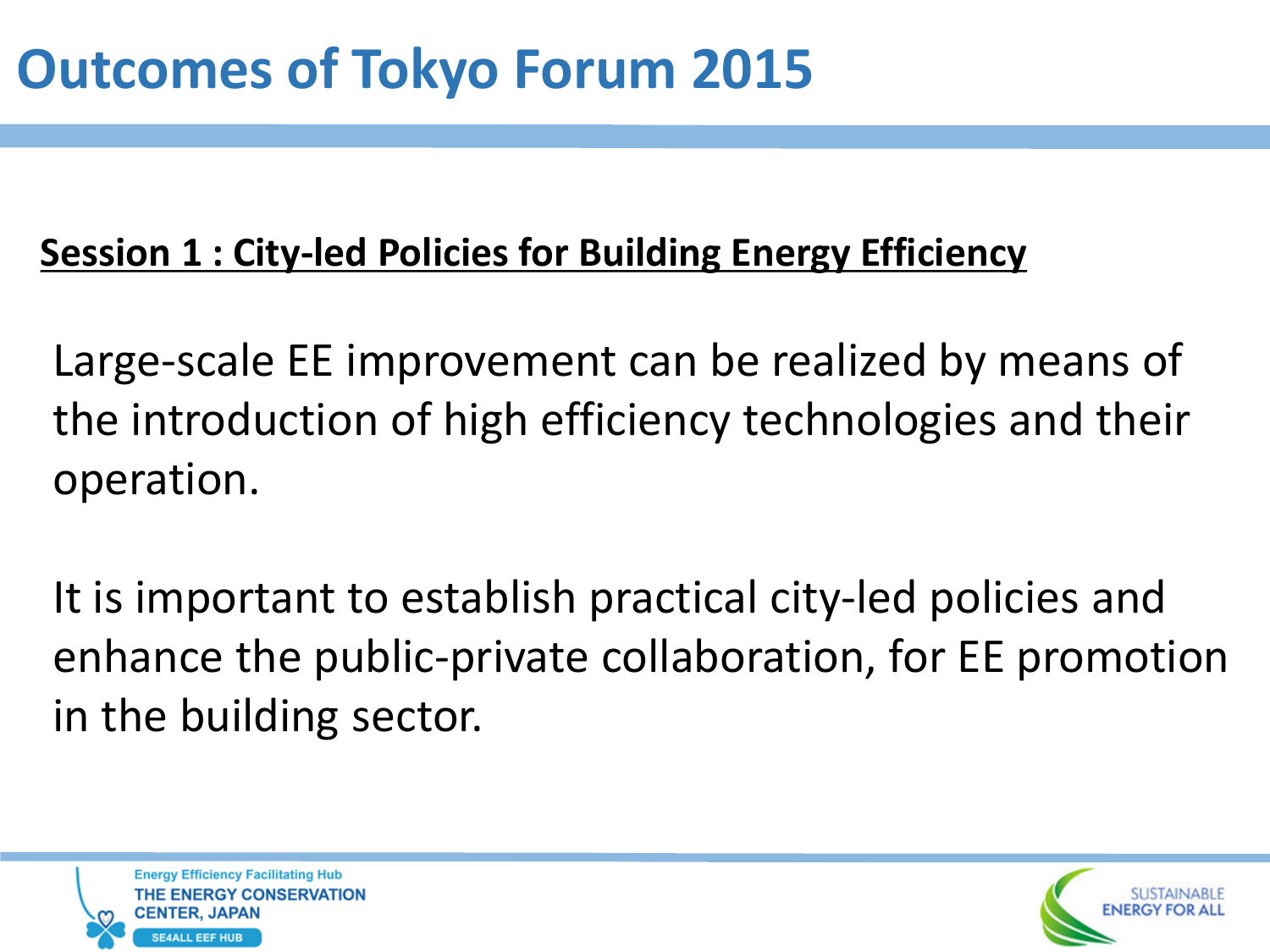# Outcomes of Tokyo Forum 2015

**Session 1 : City-led Policies for Building Energy Efficiency**

Large-scale EE improvement can be realized by means of the introduction of high efficiency technologies and their operation.

It is important to establish practical city-led policies and enhance the public-private collaboration, for EE promotion in the building sector.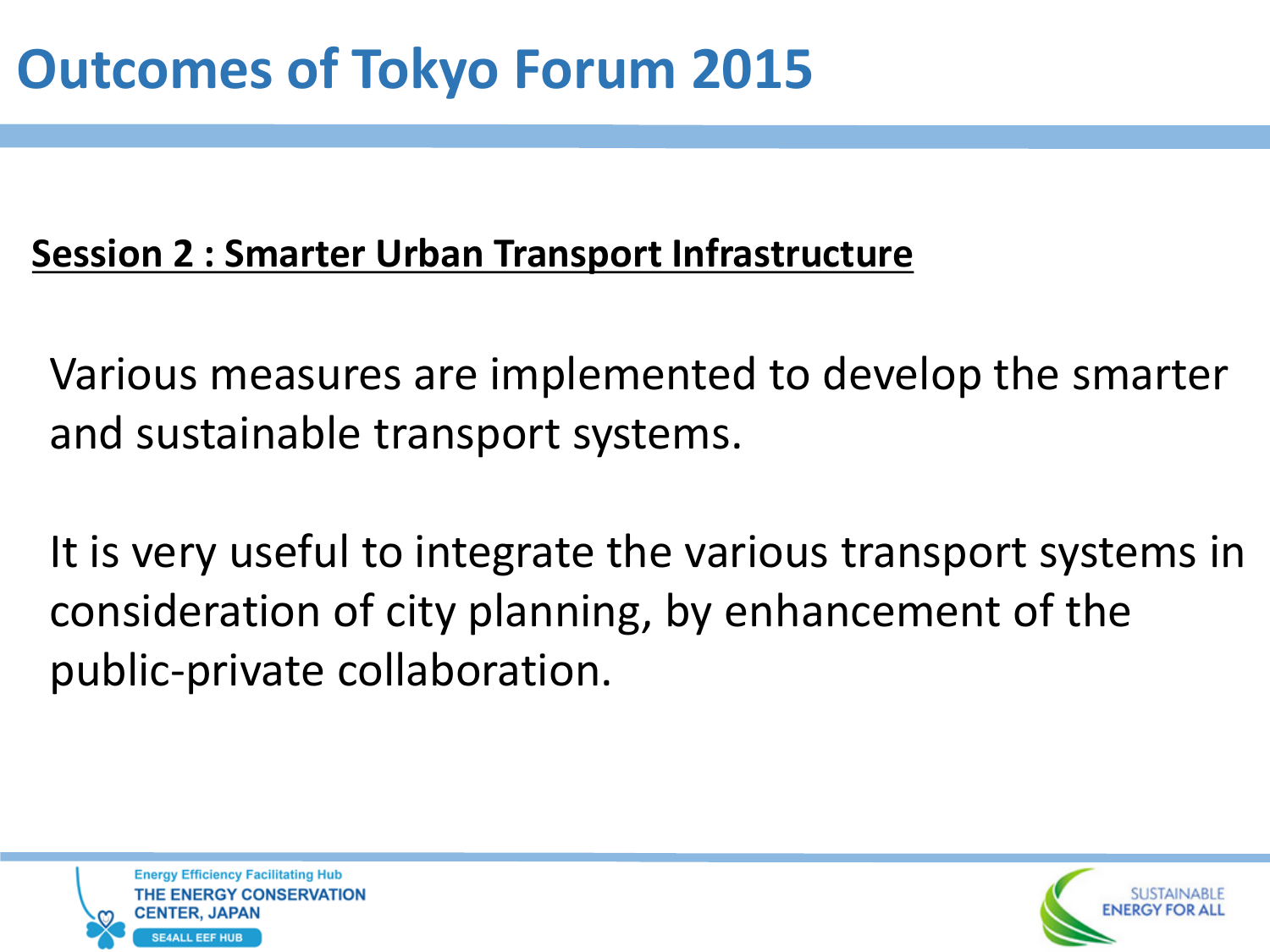# Outcomes of Tokyo Forum 2015

**Session 2 : Smarter Urban Transport Infrastructure**

Various measures are implemented to develop the smarter and sustainable transport systems.

It is very useful to integrate the various transport systems in consideration of city planning, by enhancement of the public-private collaboration.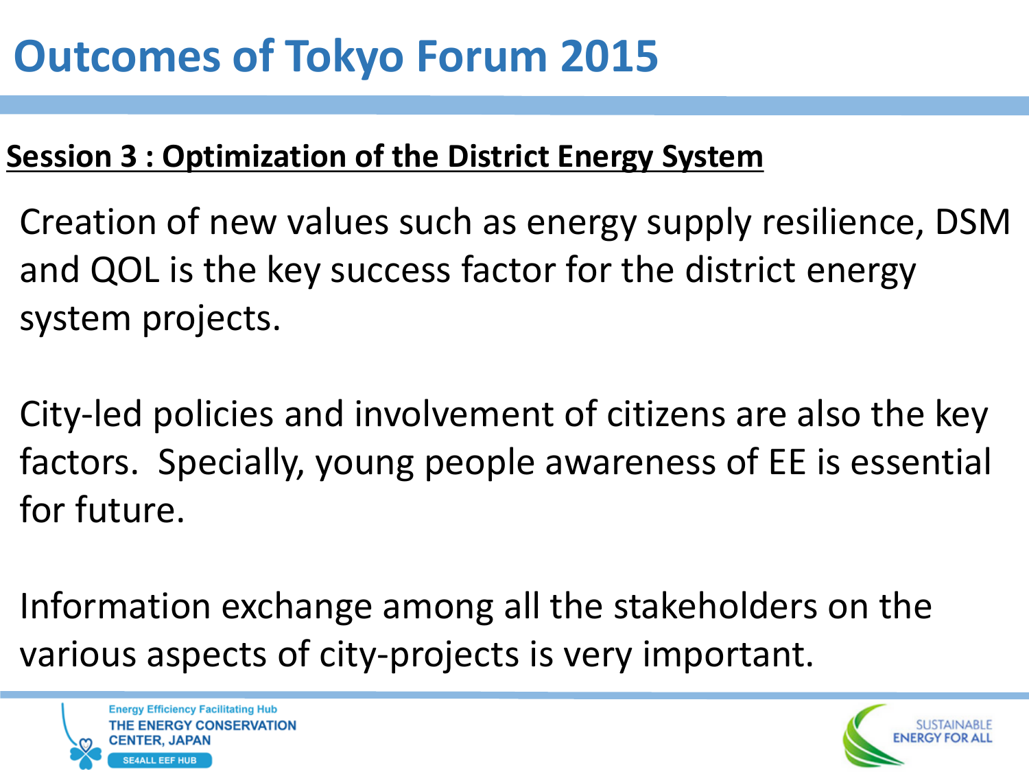# Outcomes of Tokyo Forum 2015

**Session 3 : Optimization of the District Energy System**

Creation of new values such as energy supply resilience, DSM and QOL is the key success factor for the district energy system projects.

City-led policies and involvement of citizens are also the key factors. Specially, young people awareness of EE is essential for future.

Information exchange among all the stakeholders on the various aspects of city-projects is very important.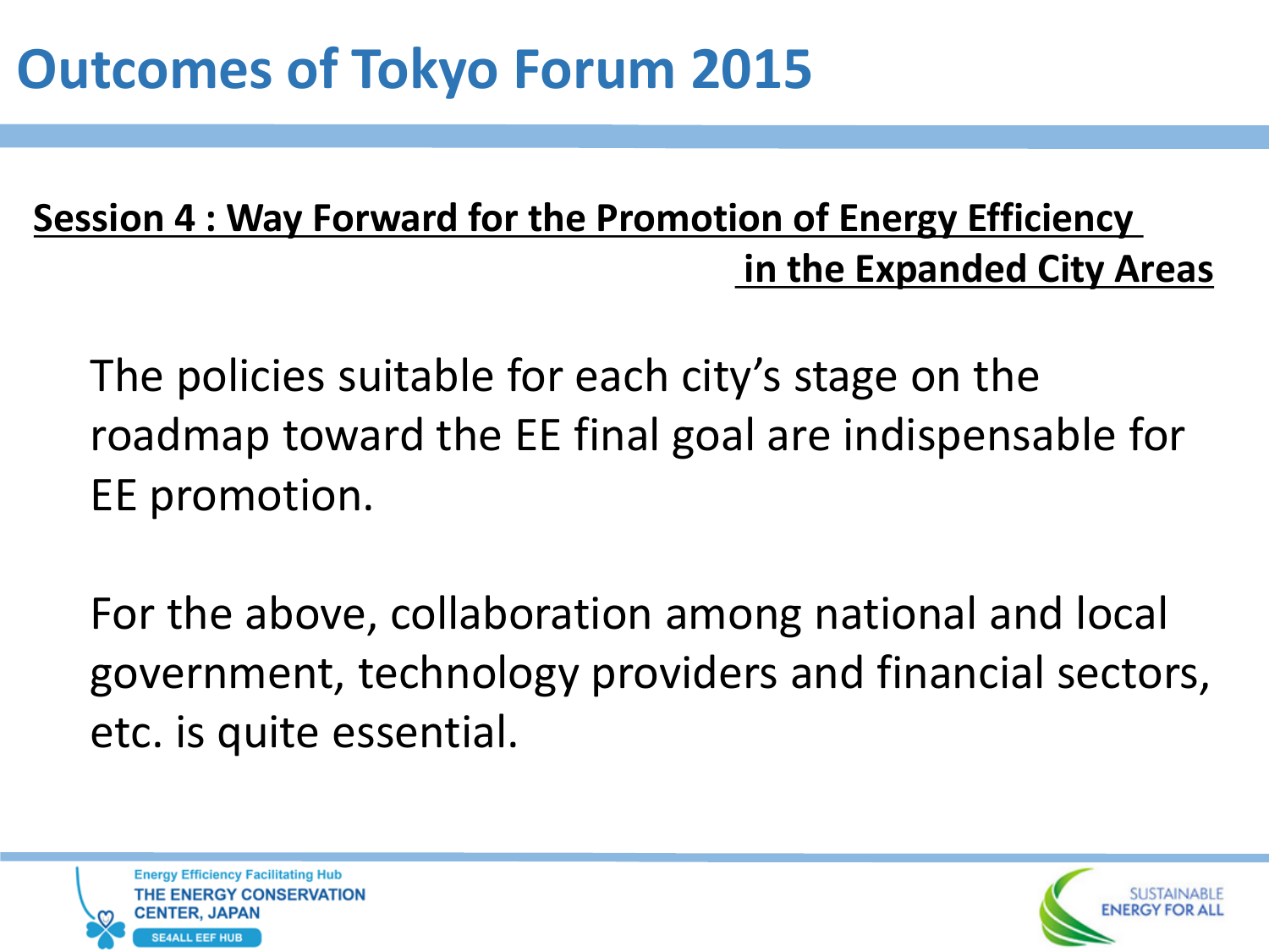# Outcomes of Tokyo Forum 2015

**Session 4 : Way Forward for the Promotion of Energy Efficiency in the Expanded City Areas**

The policies suitable for each city's stage on the roadmap toward the EE final goal are indispensable for EE promotion.

For the above, collaboration among national and local government, technology providers and financial sectors, etc. is quite essential.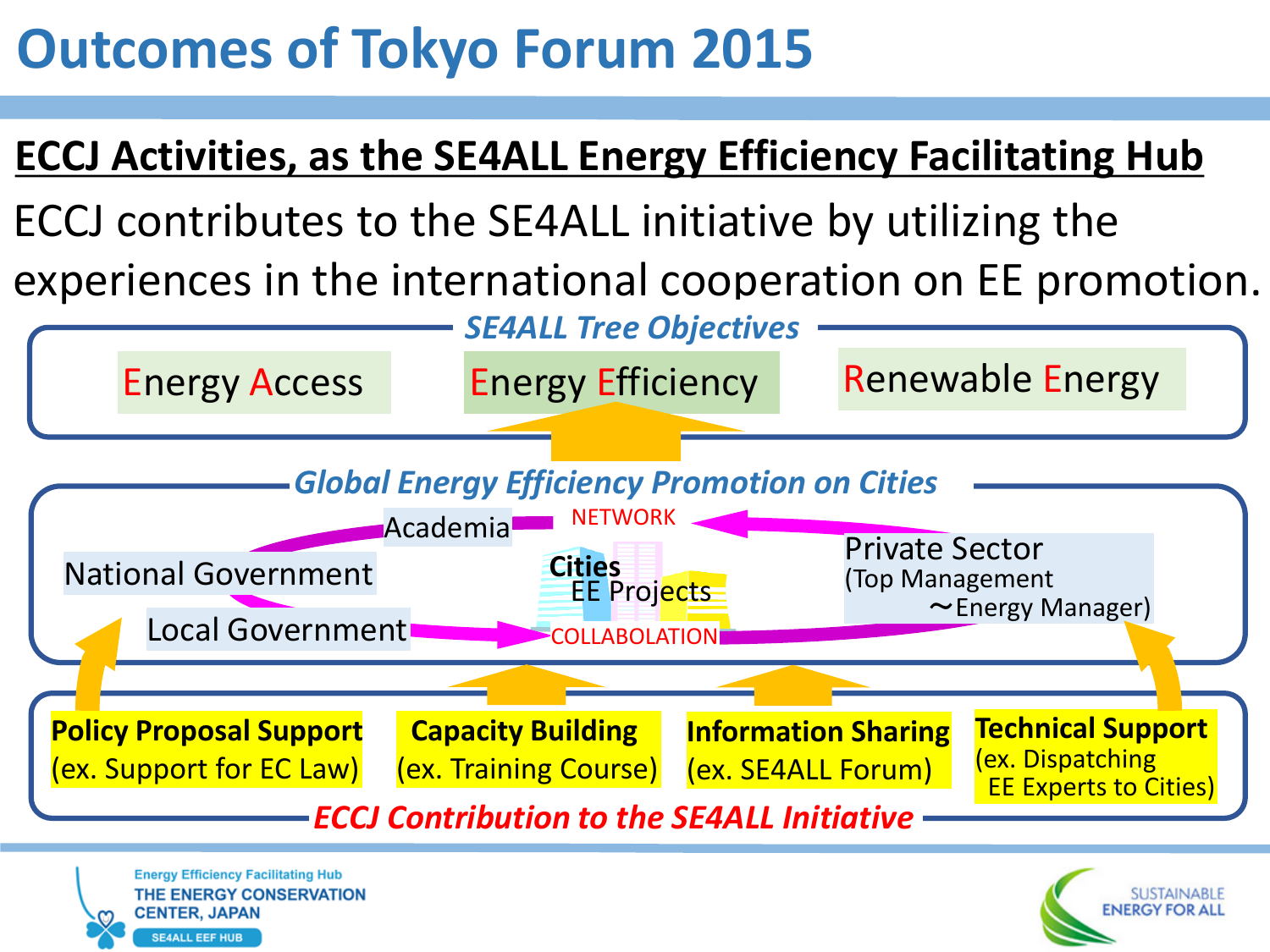# Outcomes of Tokyo Forum 2015

## ECCJ Activities, as the SE4ALL Energy Efficiency Facilitating Hub

ECCJ contributes to the SE4ALL initiative by utilizing the experiences in the international cooperation on EE promotion.

### *SE4ALL Tree Objectives*

- Energy Access
- Energy Efficiency
- Renewable Energy

### *Global Energy Efficiency Promotion on Cities*

- Academia
- National Government
- Local Government
- NETWORK
- **Cities** EE Projects
- COLLABOLATION
- Private Sector (Top Management ～Energy Manager)

### *ECCJ Contribution to the SE4ALL Initiative*

- **Policy Proposal Support** (ex. Support for EC Law)
- **Capacity Building** (ex. Training Course)
- **Information Sharing** (ex. SE4ALL Forum)
- **Technical Support** (ex. Dispatching EE Experts to Cities)

Energy Efficiency Facilitating Hub
THE ENERGY CONSERVATION CENTER, JAPAN
SE4ALL EEF HUB

SUSTAINABLE ENERGY FOR ALL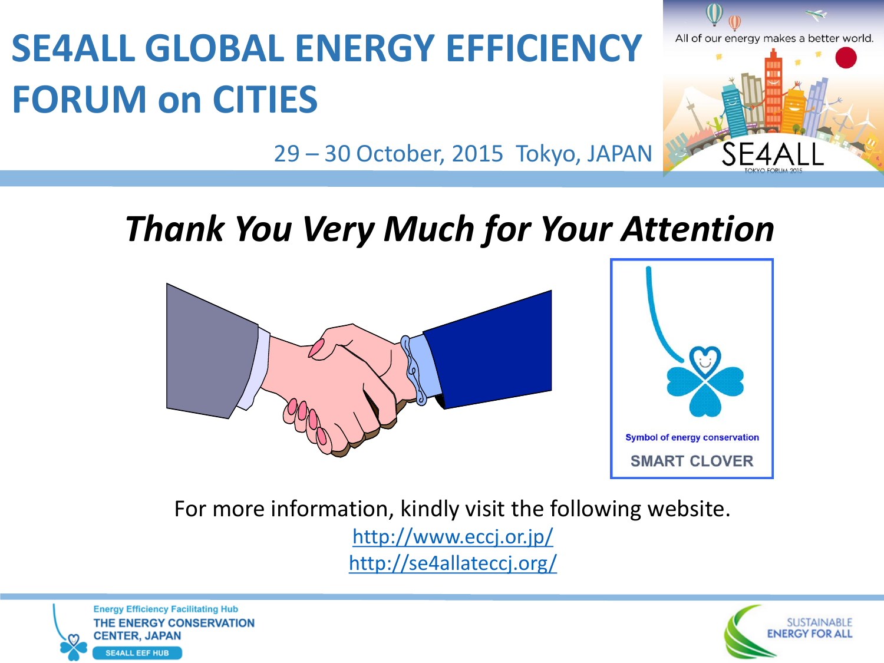# SE4ALL GLOBAL ENERGY EFFICIENCY FORUM on CITIES

29 – 30 October, 2015 Tokyo, JAPAN

## *Thank You Very Much for Your Attention*

Symbol of energy conservation

SMART CLOVER

For more information, kindly visit the following website.

http://www.eccj.or.jp/

http://se4allateccj.org/

Energy Efficiency Facilitating Hub

THE ENERGY CONSERVATION CENTER, JAPAN

SE4ALL EEF HUB

SUSTAINABLE ENERGY FOR ALL